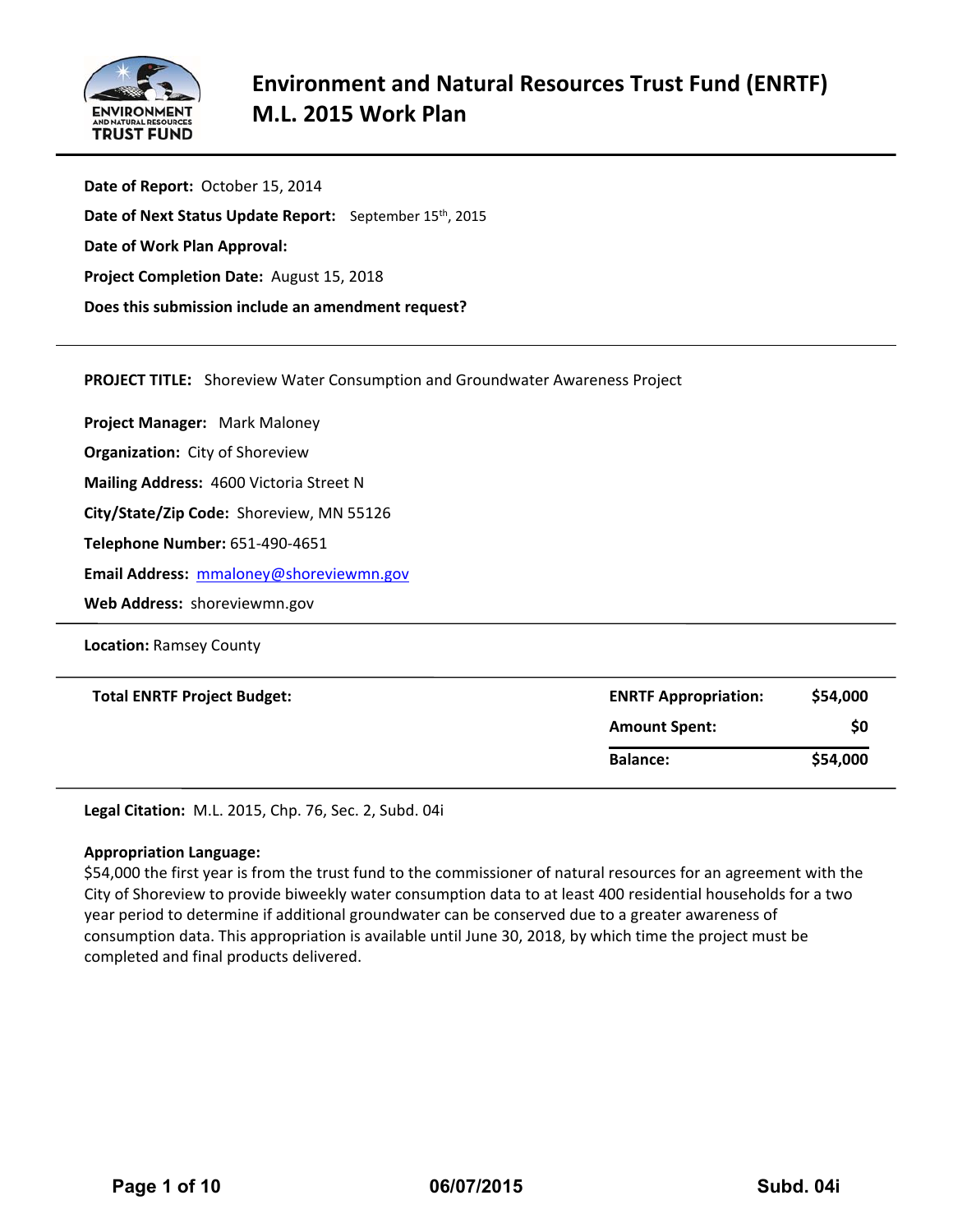# Environment and Natural Resources Trust Fund (ENRTF) M.L. 2015 Work Plan

**Date of Report:** October 15, 2014

**Date of Next Status Update Report:** September 15th, 2015

**Date of Work Plan Approval:**

**Project Completion Date:** August 15, 2018

**Does this submission include an amendment request?**

---

**PROJECT TITLE:** Shoreview Water Consumption and Groundwater Awareness Project

**Project Manager:** Mark Maloney

**Organization:** City of Shoreview

**Mailing Address:** 4600 Victoria Street N

**City/State/Zip Code:** Shoreview, MN 55126

**Telephone Number:** 651-490-4651

**Email Address:** mmaloney@shoreviewmn.gov

**Web Address:** shoreviewmn.gov

---

**Location:** Ramsey County

---

| **Total ENRTF Project Budget:** | **ENRTF Appropriation:** | **$54,000** |
|---|---|---|
| | **Amount Spent:** | **$0** |
| | **Balance:** | **$54,000** |

---

**Legal Citation:** M.L. 2015, Chp. 76, Sec. 2, Subd. 04i

**Appropriation Language:**
$54,000 the first year is from the trust fund to the commissioner of natural resources for an agreement with the City of Shoreview to provide biweekly water consumption data to at least 400 residential households for a two year period to determine if additional groundwater can be conserved due to a greater awareness of consumption data. This appropriation is available until June 30, 2018, by which time the project must be completed and final products delivered.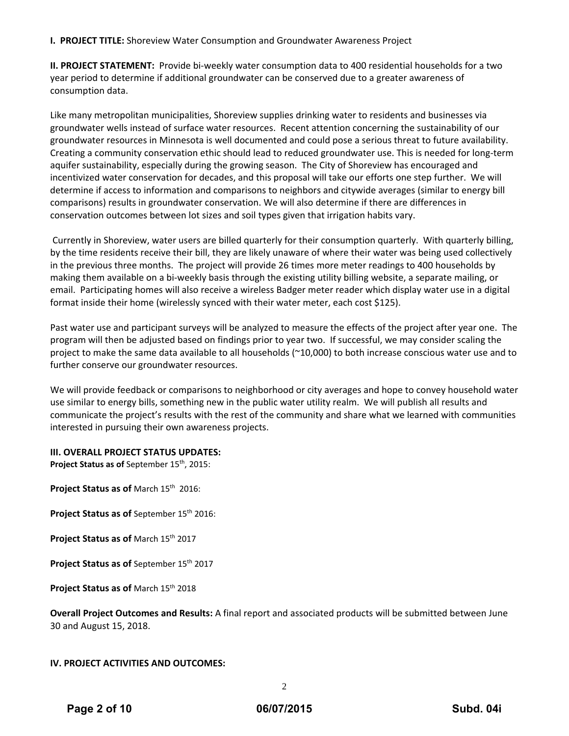**I. PROJECT TITLE:** Shoreview Water Consumption and Groundwater Awareness Project

**II. PROJECT STATEMENT:** Provide bi-weekly water consumption data to 400 residential households for a two year period to determine if additional groundwater can be conserved due to a greater awareness of consumption data.

Like many metropolitan municipalities, Shoreview supplies drinking water to residents and businesses via groundwater wells instead of surface water resources. Recent attention concerning the sustainability of our groundwater resources in Minnesota is well documented and could pose a serious threat to future availability. Creating a community conservation ethic should lead to reduced groundwater use. This is needed for long-term aquifer sustainability, especially during the growing season. The City of Shoreview has encouraged and incentivized water conservation for decades, and this proposal will take our efforts one step further. We will determine if access to information and comparisons to neighbors and citywide averages (similar to energy bill comparisons) results in groundwater conservation. We will also determine if there are differences in conservation outcomes between lot sizes and soil types given that irrigation habits vary.

Currently in Shoreview, water users are billed quarterly for their consumption quarterly. With quarterly billing, by the time residents receive their bill, they are likely unaware of where their water was being used collectively in the previous three months. The project will provide 26 times more meter readings to 400 households by making them available on a bi-weekly basis through the existing utility billing website, a separate mailing, or email. Participating homes will also receive a wireless Badger meter reader which display water use in a digital format inside their home (wirelessly synced with their water meter, each cost $125).

Past water use and participant surveys will be analyzed to measure the effects of the project after year one. The program will then be adjusted based on findings prior to year two. If successful, we may consider scaling the project to make the same data available to all households (~10,000) to both increase conscious water use and to further conserve our groundwater resources.

We will provide feedback or comparisons to neighborhood or city averages and hope to convey household water use similar to energy bills, something new in the public water utility realm. We will publish all results and communicate the project's results with the rest of the community and share what we learned with communities interested in pursuing their own awareness projects.

**III. OVERALL PROJECT STATUS UPDATES:**

**Project Status as of** September 15th, 2015:

**Project Status as of** March 15th 2016:

**Project Status as of** September 15th 2016:

**Project Status as of** March 15th 2017

**Project Status as of** September 15th 2017

**Project Status as of** March 15th 2018

**Overall Project Outcomes and Results:** A final report and associated products will be submitted between June 30 and August 15, 2018.

**IV. PROJECT ACTIVITIES AND OUTCOMES:**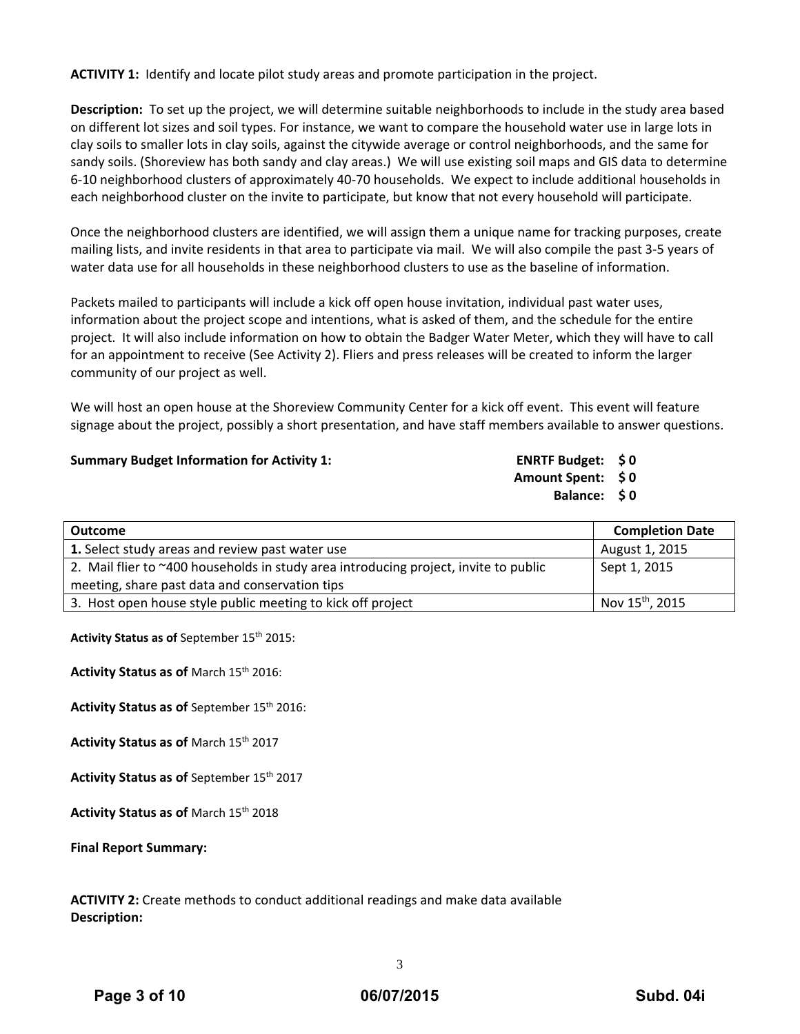**ACTIVITY 1:** Identify and locate pilot study areas and promote participation in the project.

**Description:** To set up the project, we will determine suitable neighborhoods to include in the study area based on different lot sizes and soil types. For instance, we want to compare the household water use in large lots in clay soils to smaller lots in clay soils, against the citywide average or control neighborhoods, and the same for sandy soils. (Shoreview has both sandy and clay areas.) We will use existing soil maps and GIS data to determine 6-10 neighborhood clusters of approximately 40-70 households. We expect to include additional households in each neighborhood cluster on the invite to participate, but know that not every household will participate.

Once the neighborhood clusters are identified, we will assign them a unique name for tracking purposes, create mailing lists, and invite residents in that area to participate via mail. We will also compile the past 3-5 years of water data use for all households in these neighborhood clusters to use as the baseline of information.

Packets mailed to participants will include a kick off open house invitation, individual past water uses, information about the project scope and intentions, what is asked of them, and the schedule for the entire project. It will also include information on how to obtain the Badger Water Meter, which they will have to call for an appointment to receive (See Activity 2). Fliers and press releases will be created to inform the larger community of our project as well.

We will host an open house at the Shoreview Community Center for a kick off event. This event will feature signage about the project, possibly a short presentation, and have staff members available to answer questions.

**Summary Budget Information for Activity 1:**

**ENRTF Budget: $ 0**
**Amount Spent: $ 0**
**Balance: $ 0**

| Outcome | Completion Date |
|---|---|
| **1.** Select study areas and review past water use | August 1, 2015 |
| 2. Mail flier to ~400 households in study area introducing project, invite to public meeting, share past data and conservation tips | Sept 1, 2015 |
| 3. Host open house style public meeting to kick off project | Nov 15th, 2015 |

**Activity Status as of** September 15th 2015:

**Activity Status as of** March 15th 2016:

**Activity Status as of** September 15th 2016:

**Activity Status as of** March 15th 2017

**Activity Status as of** September 15th 2017

**Activity Status as of** March 15th 2018

**Final Report Summary:**

**ACTIVITY 2:** Create methods to conduct additional readings and make data available
**Description:**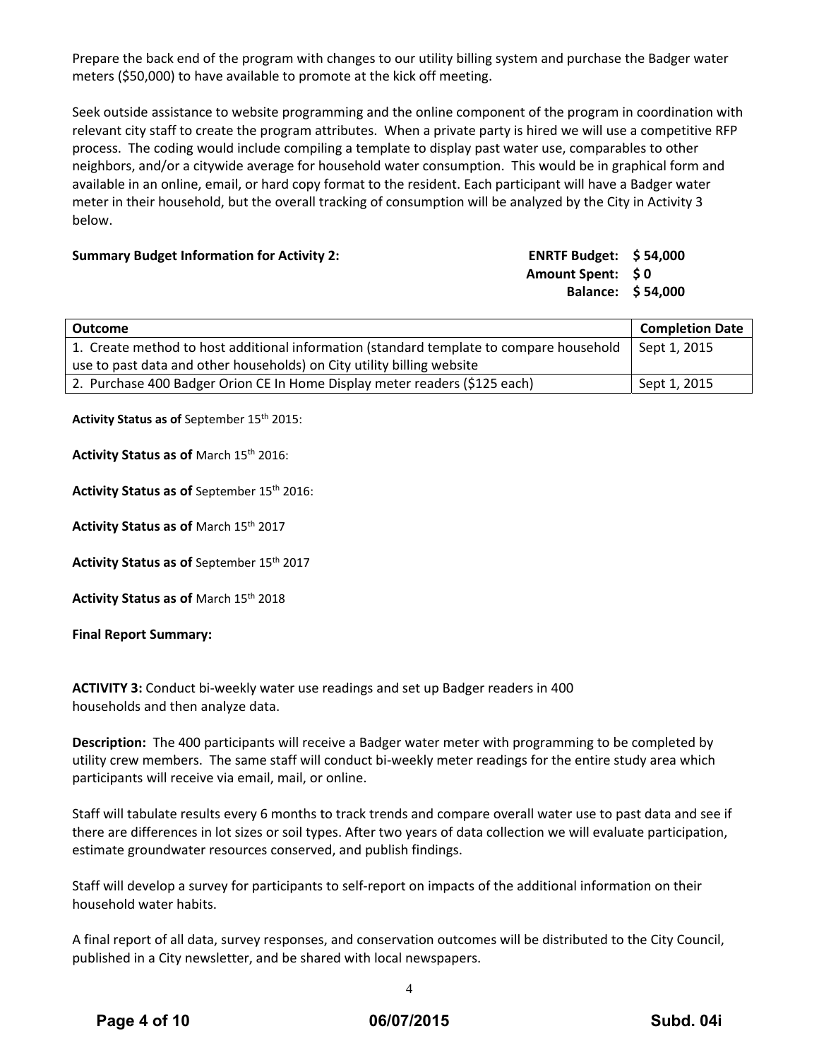Prepare the back end of the program with changes to our utility billing system and purchase the Badger water meters ($50,000) to have available to promote at the kick off meeting.

Seek outside assistance to website programming and the online component of the program in coordination with relevant city staff to create the program attributes. When a private party is hired we will use a competitive RFP process. The coding would include compiling a template to display past water use, comparables to other neighbors, and/or a citywide average for household water consumption. This would be in graphical form and available in an online, email, or hard copy format to the resident. Each participant will have a Badger water meter in their household, but the overall tracking of consumption will be analyzed by the City in Activity 3 below.

**Summary Budget Information for Activity 2:**

**ENRTF Budget: $ 54,000**
**Amount Spent: $ 0**
**Balance: $ 54,000**

| Outcome | Completion Date |
| --- | --- |
| 1. Create method to host additional information (standard template to compare household use to past data and other households) on City utility billing website | Sept 1, 2015 |
| 2. Purchase 400 Badger Orion CE In Home Display meter readers ($125 each) | Sept 1, 2015 |

**Activity Status as of** September 15th 2015:

**Activity Status as of** March 15th 2016:

**Activity Status as of** September 15th 2016:

**Activity Status as of** March 15th 2017

**Activity Status as of** September 15th 2017

**Activity Status as of** March 15th 2018

**Final Report Summary:**

**ACTIVITY 3:** Conduct bi-weekly water use readings and set up Badger readers in 400 households and then analyze data.

**Description:** The 400 participants will receive a Badger water meter with programming to be completed by utility crew members. The same staff will conduct bi-weekly meter readings for the entire study area which participants will receive via email, mail, or online.

Staff will tabulate results every 6 months to track trends and compare overall water use to past data and see if there are differences in lot sizes or soil types. After two years of data collection we will evaluate participation, estimate groundwater resources conserved, and publish findings.

Staff will develop a survey for participants to self-report on impacts of the additional information on their household water habits.

A final report of all data, survey responses, and conservation outcomes will be distributed to the City Council, published in a City newsletter, and be shared with local newspapers.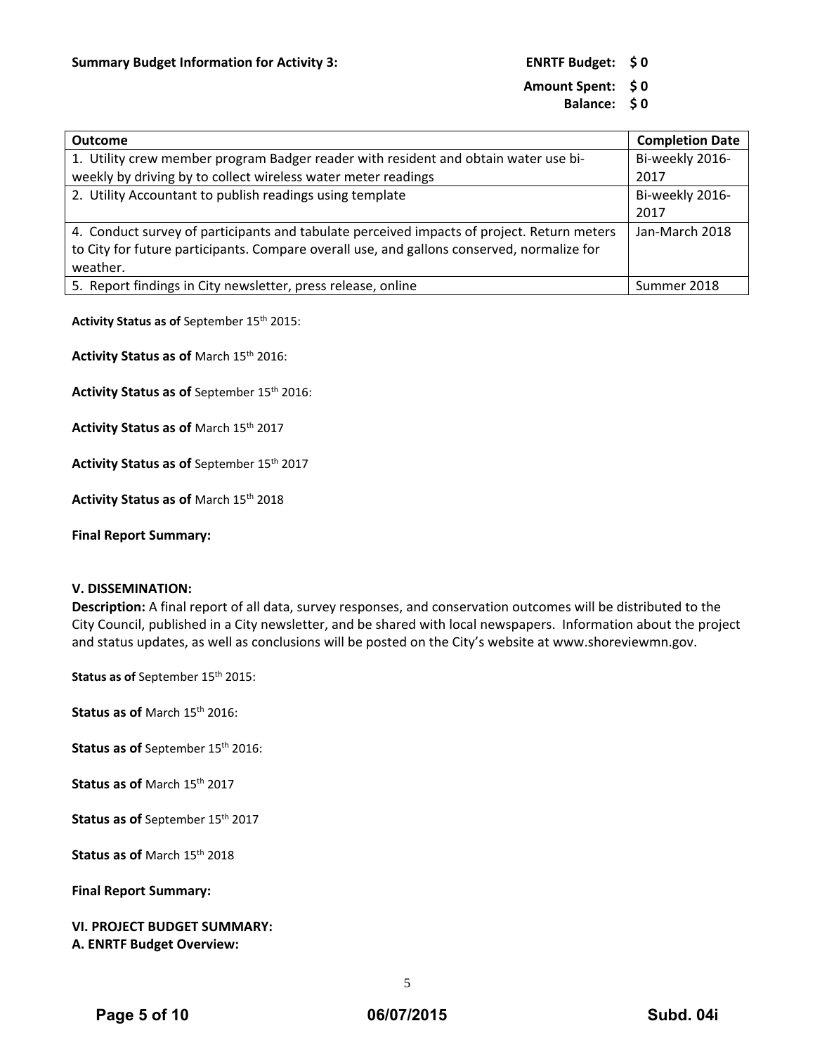**Summary Budget Information for Activity 3:** **ENRTF Budget: $ 0**

**Amount Spent: $ 0**

**Balance: $ 0**

| Outcome | Completion Date |
|---|---|
| 1. Utility crew member program Badger reader with resident and obtain water use bi-weekly by driving by to collect wireless water meter readings | Bi-weekly 2016-2017 |
| 2. Utility Accountant to publish readings using template | Bi-weekly 2016-2017 |
| 4. Conduct survey of participants and tabulate perceived impacts of project. Return meters to City for future participants. Compare overall use, and gallons conserved, normalize for weather. | Jan-March 2018 |
| 5. Report findings in City newsletter, press release, online | Summer 2018 |

**Activity Status as of** September 15th 2015:

**Activity Status as of** March 15th 2016:

**Activity Status as of** September 15th 2016:

**Activity Status as of** March 15th 2017

**Activity Status as of** September 15th 2017

**Activity Status as of** March 15th 2018

**Final Report Summary:**

**V. DISSEMINATION:**

**Description:** A final report of all data, survey responses, and conservation outcomes will be distributed to the City Council, published in a City newsletter, and be shared with local newspapers. Information about the project and status updates, as well as conclusions will be posted on the City's website at www.shoreviewmn.gov.

**Status as of** September 15th 2015:

**Status as of** March 15th 2016:

**Status as of** September 15th 2016:

**Status as of** March 15th 2017

**Status as of** September 15th 2017

**Status as of** March 15th 2018

**Final Report Summary:**

**VI. PROJECT BUDGET SUMMARY:**

**A. ENRTF Budget Overview:**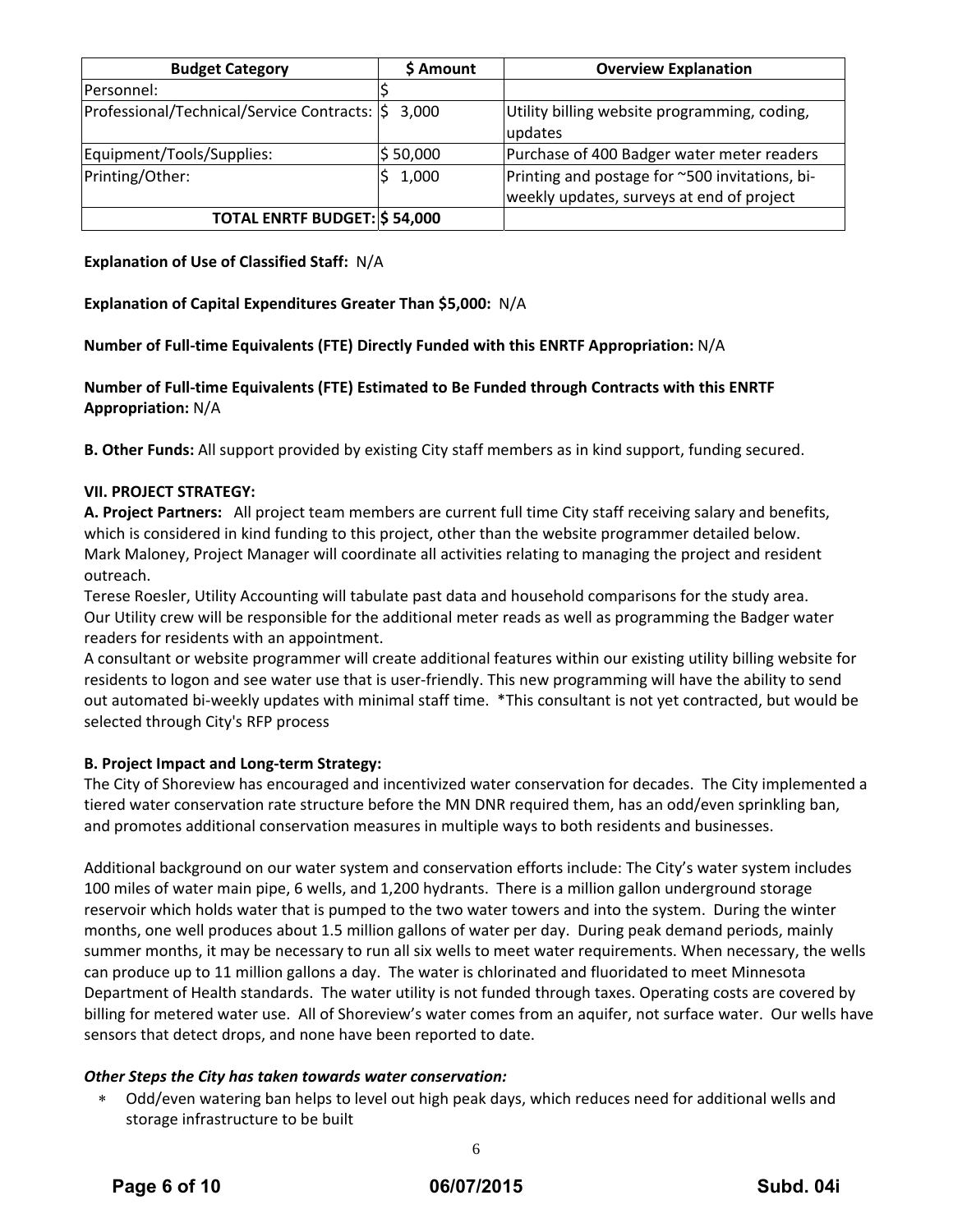| Budget Category | $ Amount | Overview Explanation |
|---|---|---|
| Personnel: | $ | |
| Professional/Technical/Service Contracts: | $ 3,000 | Utility billing website programming, coding, updates |
| Equipment/Tools/Supplies: | $ 50,000 | Purchase of 400 Badger water meter readers |
| Printing/Other: | $ 1,000 | Printing and postage for ~500 invitations, bi-weekly updates, surveys at end of project |
| **TOTAL ENRTF BUDGET:** | **$ 54,000** | |

**Explanation of Use of Classified Staff:** N/A

**Explanation of Capital Expenditures Greater Than $5,000:** N/A

**Number of Full-time Equivalents (FTE) Directly Funded with this ENRTF Appropriation:** N/A

**Number of Full-time Equivalents (FTE) Estimated to Be Funded through Contracts with this ENRTF Appropriation:** N/A

**B. Other Funds:** All support provided by existing City staff members as in kind support, funding secured.

**VII. PROJECT STRATEGY:**

**A. Project Partners:** All project team members are current full time City staff receiving salary and benefits, which is considered in kind funding to this project, other than the website programmer detailed below.
Mark Maloney, Project Manager will coordinate all activities relating to managing the project and resident outreach.
Terese Roesler, Utility Accounting will tabulate past data and household comparisons for the study area.
Our Utility crew will be responsible for the additional meter reads as well as programming the Badger water readers for residents with an appointment.
A consultant or website programmer will create additional features within our existing utility billing website for residents to logon and see water use that is user-friendly. This new programming will have the ability to send out automated bi-weekly updates with minimal staff time. *This consultant is not yet contracted, but would be selected through City's RFP process

**B. Project Impact and Long-term Strategy:**
The City of Shoreview has encouraged and incentivized water conservation for decades. The City implemented a tiered water conservation rate structure before the MN DNR required them, has an odd/even sprinkling ban, and promotes additional conservation measures in multiple ways to both residents and businesses.

Additional background on our water system and conservation efforts include: The City's water system includes 100 miles of water main pipe, 6 wells, and 1,200 hydrants. There is a million gallon underground storage reservoir which holds water that is pumped to the two water towers and into the system. During the winter months, one well produces about 1.5 million gallons of water per day. During peak demand periods, mainly summer months, it may be necessary to run all six wells to meet water requirements. When necessary, the wells can produce up to 11 million gallons a day. The water is chlorinated and fluoridated to meet Minnesota Department of Health standards. The water utility is not funded through taxes. Operating costs are covered by billing for metered water use. All of Shoreview's water comes from an aquifer, not surface water. Our wells have sensors that detect drops, and none have been reported to date.

***Other Steps the City has taken towards water conservation:***

- Odd/even watering ban helps to level out high peak days, which reduces need for additional wells and storage infrastructure to be built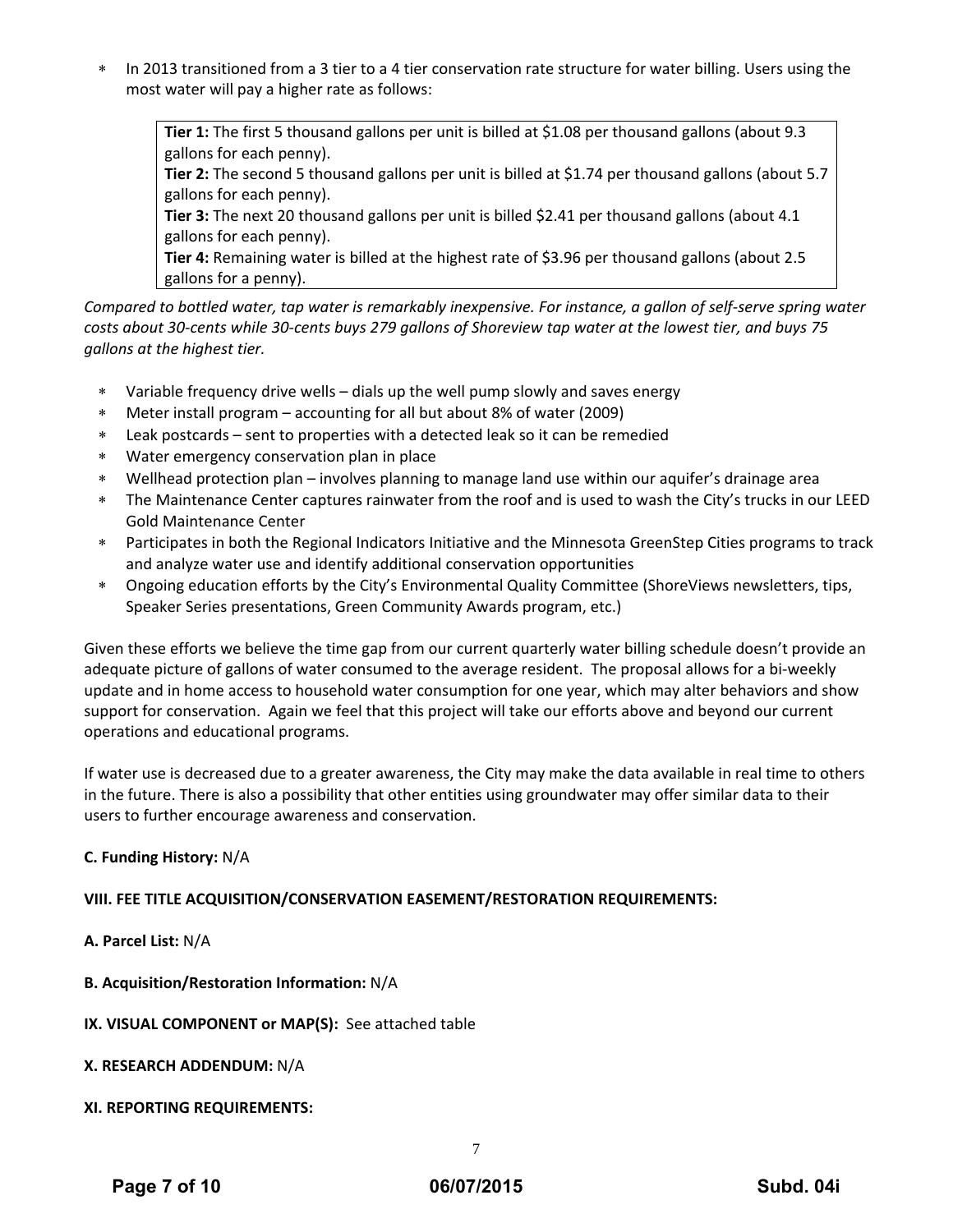* In 2013 transitioned from a 3 tier to a 4 tier conservation rate structure for water billing. Users using the most water will pay a higher rate as follows:

> **Tier 1:** The first 5 thousand gallons per unit is billed at $1.08 per thousand gallons (about 9.3 gallons for each penny).
> **Tier 2:** The second 5 thousand gallons per unit is billed at $1.74 per thousand gallons (about 5.7 gallons for each penny).
> **Tier 3:** The next 20 thousand gallons per unit is billed $2.41 per thousand gallons (about 4.1 gallons for each penny).
> **Tier 4:** Remaining water is billed at the highest rate of $3.96 per thousand gallons (about 2.5 gallons for a penny).

*Compared to bottled water, tap water is remarkably inexpensive. For instance, a gallon of self-serve spring water costs about 30-cents while 30-cents buys 279 gallons of Shoreview tap water at the lowest tier, and buys 75 gallons at the highest tier.*

* Variable frequency drive wells – dials up the well pump slowly and saves energy
* Meter install program – accounting for all but about 8% of water (2009)
* Leak postcards – sent to properties with a detected leak so it can be remedied
* Water emergency conservation plan in place
* Wellhead protection plan – involves planning to manage land use within our aquifer's drainage area
* The Maintenance Center captures rainwater from the roof and is used to wash the City's trucks in our LEED Gold Maintenance Center
* Participates in both the Regional Indicators Initiative and the Minnesota GreenStep Cities programs to track and analyze water use and identify additional conservation opportunities
* Ongoing education efforts by the City's Environmental Quality Committee (ShoreViews newsletters, tips, Speaker Series presentations, Green Community Awards program, etc.)

Given these efforts we believe the time gap from our current quarterly water billing schedule doesn't provide an adequate picture of gallons of water consumed to the average resident. The proposal allows for a bi-weekly update and in home access to household water consumption for one year, which may alter behaviors and show support for conservation. Again we feel that this project will take our efforts above and beyond our current operations and educational programs.

If water use is decreased due to a greater awareness, the City may make the data available in real time to others in the future. There is also a possibility that other entities using groundwater may offer similar data to their users to further encourage awareness and conservation.

**C. Funding History:** N/A

**VIII. FEE TITLE ACQUISITION/CONSERVATION EASEMENT/RESTORATION REQUIREMENTS:**

**A. Parcel List:** N/A

**B. Acquisition/Restoration Information:** N/A

**IX. VISUAL COMPONENT or MAP(S):** See attached table

**X. RESEARCH ADDENDUM:** N/A

**XI. REPORTING REQUIREMENTS:**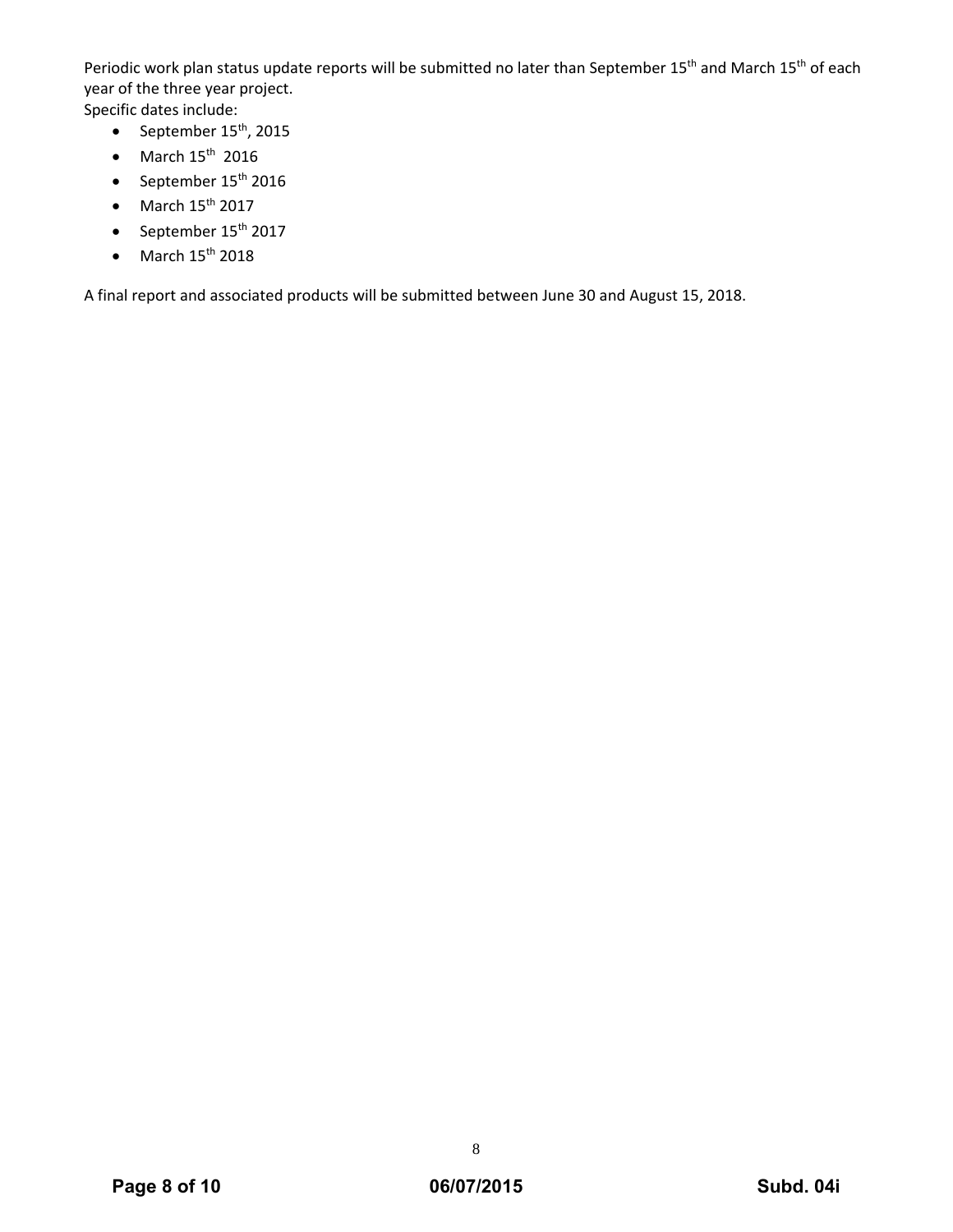Periodic work plan status update reports will be submitted no later than September 15th and March 15th of each year of the three year project.
Specific dates include:

- September 15th, 2015
- March 15th 2016
- September 15th 2016
- March 15th 2017
- September 15th 2017
- March 15th 2018

A final report and associated products will be submitted between June 30 and August 15, 2018.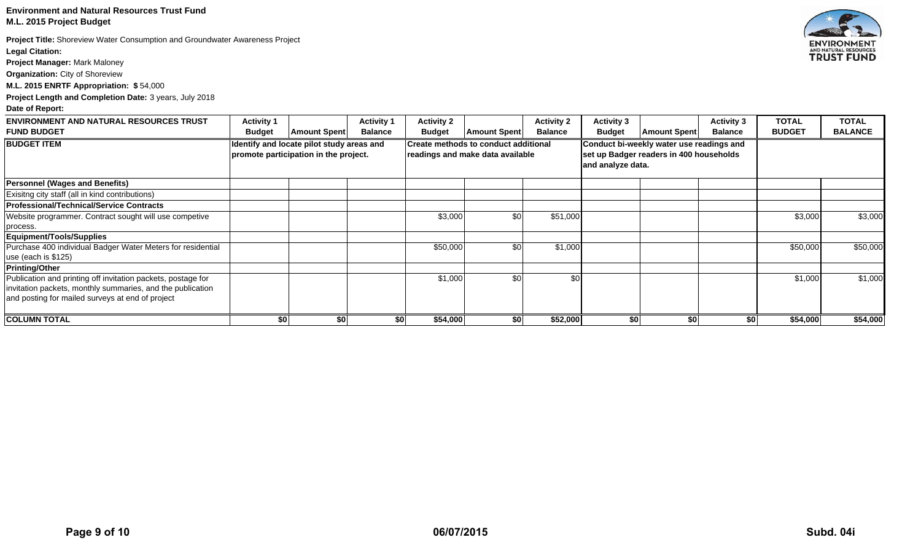**Environment and Natural Resources Trust Fund**
**M.L. 2015 Project Budget**

**Project Title:** Shoreview Water Consumption and Groundwater Awareness Project
**Legal Citation:**
**Project Manager:** Mark Maloney
**Organization:** City of Shoreview
**M.L. 2015 ENRTF Appropriation: $** 54,000
**Project Length and Completion Date:** 3 years, July 2018
**Date of Report:**

| ENVIRONMENT AND NATURAL RESOURCES TRUST FUND BUDGET | Activity 1 Budget | Amount Spent | Activity 1 Balance | Activity 2 Budget | Amount Spent | Activity 2 Balance | Activity 3 Budget | Amount Spent | Activity 3 Balance | TOTAL BUDGET | TOTAL BALANCE |
|---|---|---|---|---|---|---|---|---|---|---|---|
| **BUDGET ITEM** | **Identify and locate pilot study areas and promote participation in the project.** | | | **Create methods to conduct additional readings and make data available** | | | **Conduct bi-weekly water use readings and set up Badger readers in 400 households and analyze data.** | | | | |
| **Personnel (Wages and Benefits)** | | | | | | | | | | | |
| Exisitng city staff (all in kind contributions) | | | | | | | | | | | |
| **Professional/Technical/Service Contracts** | | | | | | | | | | | |
| Website programmer. Contract sought will use competive process. | | | | $3,000 | $0 | $51,000 | | | | $3,000 | $3,000 |
| **Equipment/Tools/Supplies** | | | | | | | | | | | |
| Purchase 400 individual Badger Water Meters for residential use (each is $125) | | | | $50,000 | $0 | $1,000 | | | | $50,000 | $50,000 |
| **Printing/Other** | | | | | | | | | | | |
| Publication and printing off invitation packets, postage for invitation packets, monthly summaries, and the publication and posting for mailed surveys at end of project | | | | $1,000 | $0 | $0 | | | | $1,000 | $1,000 |
| **COLUMN TOTAL** | **$0** | **$0** | **$0** | **$54,000** | **$0** | **$52,000** | **$0** | **$0** | **$0** | **$54,000** | **$54,000** |

**06/07/2015**

**Subd. 04i**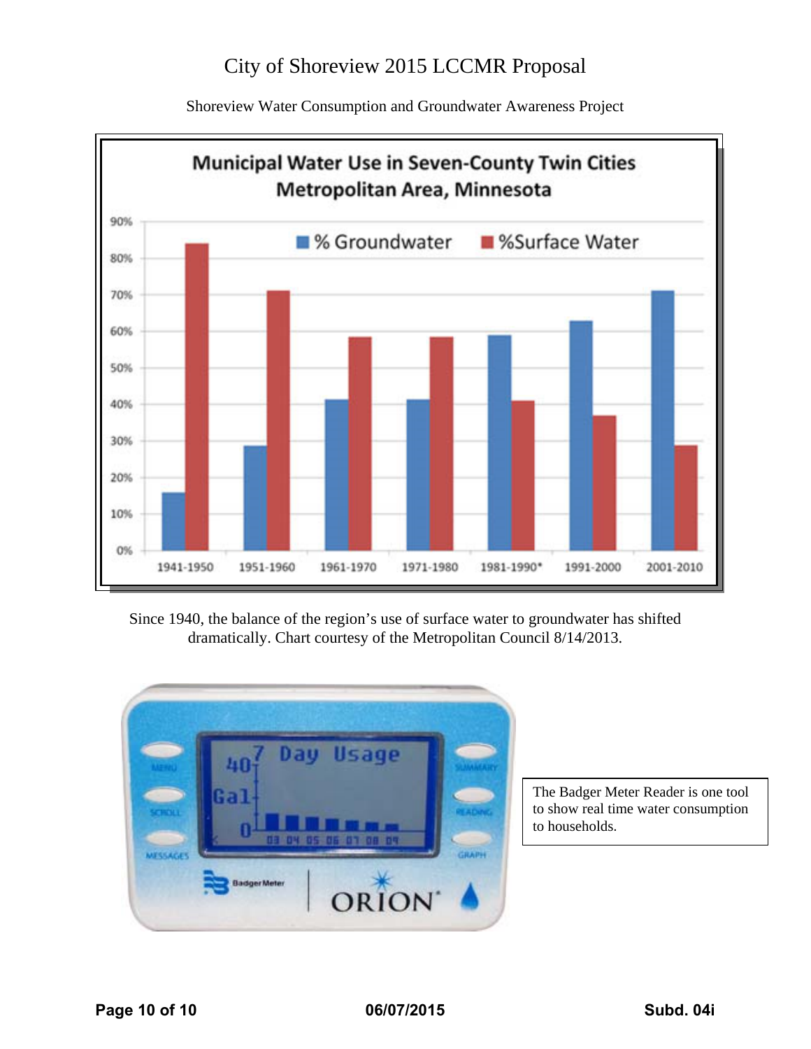City of Shoreview 2015 LCCMR Proposal

Shoreview Water Consumption and Groundwater Awareness Project

Municipal Water Use in Seven-County Twin Cities Metropolitan Area, Minnesota

% Groundwater
%Surface Water

90%
80%
70%
60%
50%
40%
30%
20%
10%
0%

1941-1950
1951-1960
1961-1970
1971-1980
1981-1990*
1991-2000
2001-2010

Since 1940, the balance of the region's use of surface water to groundwater has shifted dramatically. Chart courtesy of the Metropolitan Council 8/14/2013.

The Badger Meter Reader is one tool to show real time water consumption to households.